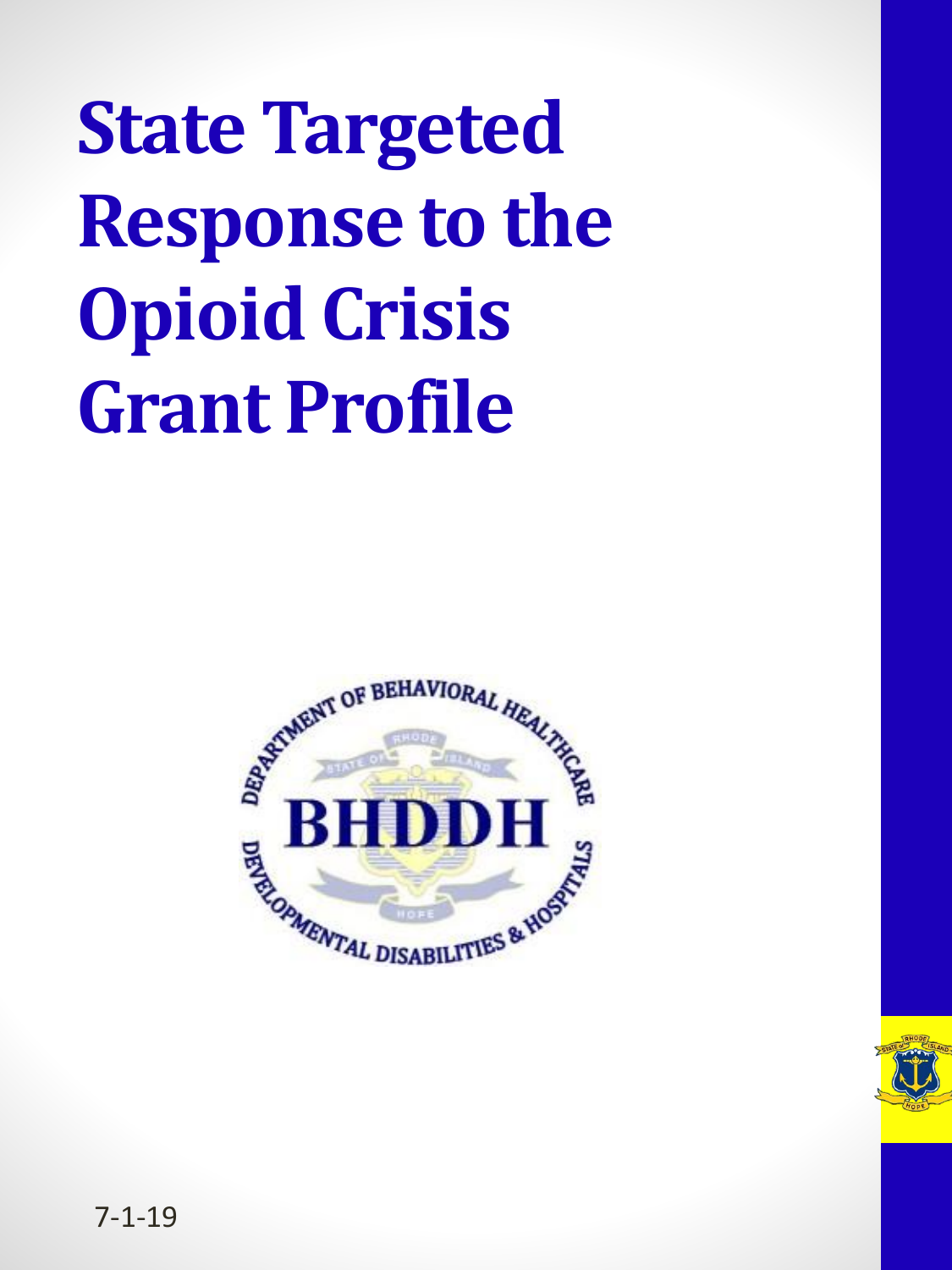# State Targeted Response to the Opioid Crisis Grant Profile

7-1-19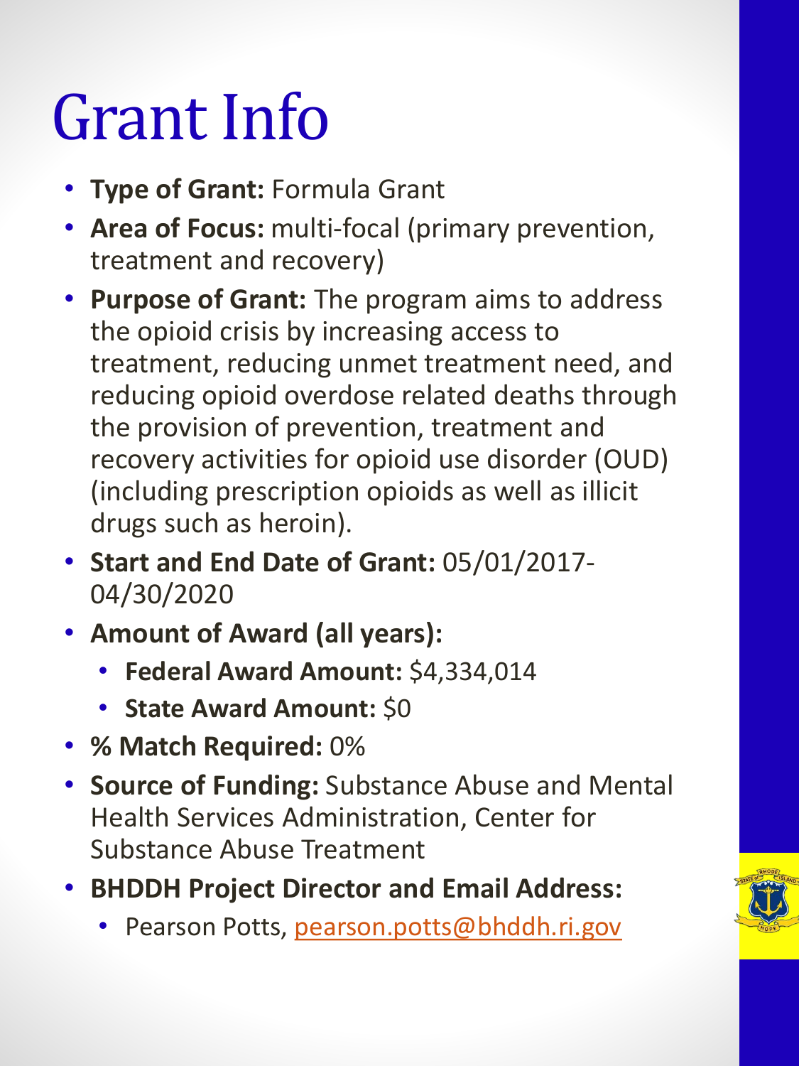# Grant Info

- **Type of Grant:** Formula Grant
- **Area of Focus:** multi-focal (primary prevention, treatment and recovery)
- **Purpose of Grant:** The program aims to address the opioid crisis by increasing access to treatment, reducing unmet treatment need, and reducing opioid overdose related deaths through the provision of prevention, treatment and recovery activities for opioid use disorder (OUD) (including prescription opioids as well as illicit drugs such as heroin).
- **Start and End Date of Grant:** 05/01/2017-04/30/2020
- **Amount of Award (all years):**
  - **Federal Award Amount:** $4,334,014
  - **State Award Amount:** $0
- **% Match Required:** 0%
- **Source of Funding:** Substance Abuse and Mental Health Services Administration, Center for Substance Abuse Treatment
- **BHDDH Project Director and Email Address:**
  - Pearson Potts, pearson.potts@bhddh.ri.gov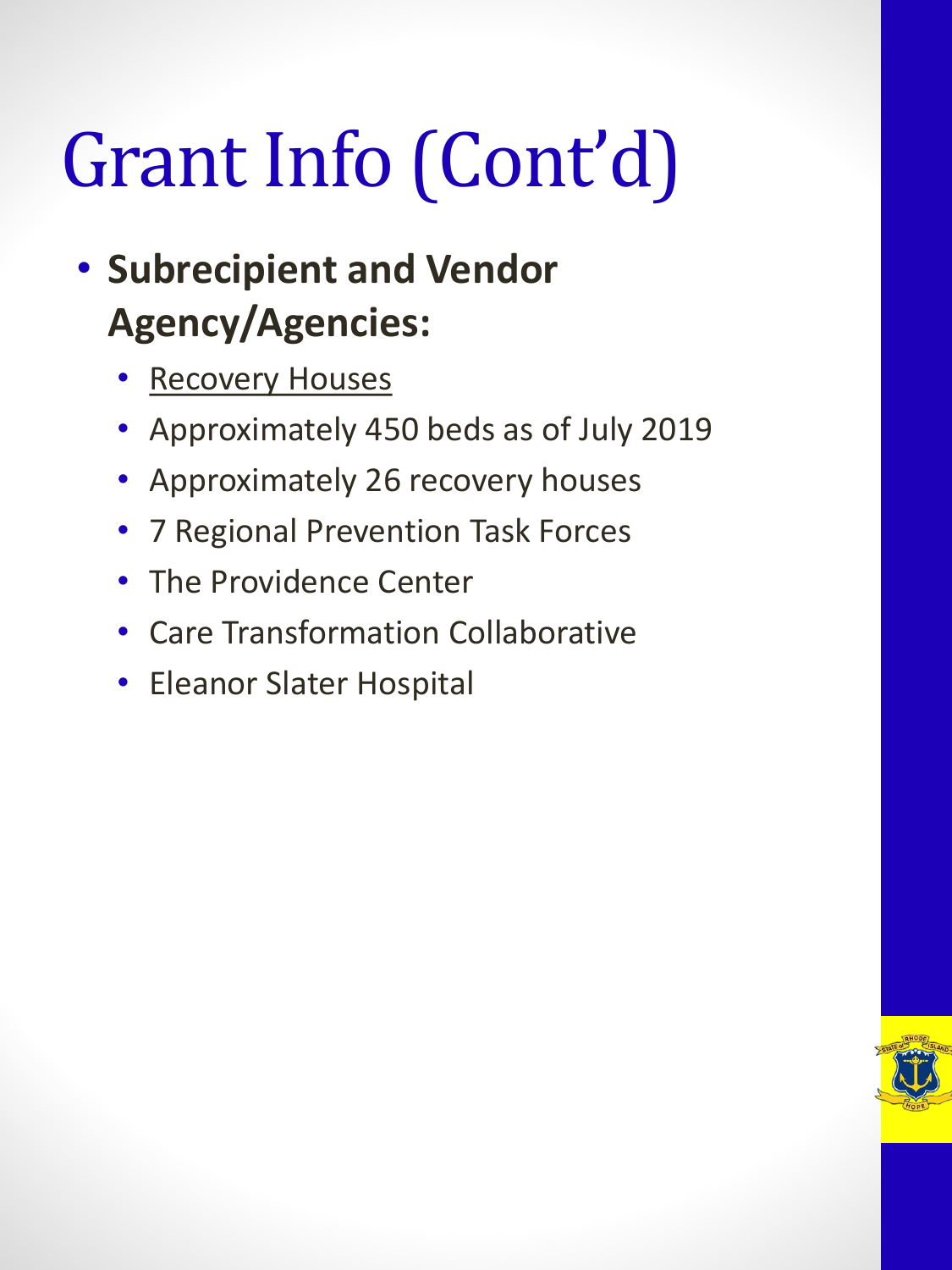# Grant Info (Cont'd)

- **Subrecipient and Vendor Agency/Agencies:**
  - Recovery Houses
  - Approximately 450 beds as of July 2019
  - Approximately 26 recovery houses
  - 7 Regional Prevention Task Forces
  - The Providence Center
  - Care Transformation Collaborative
  - Eleanor Slater Hospital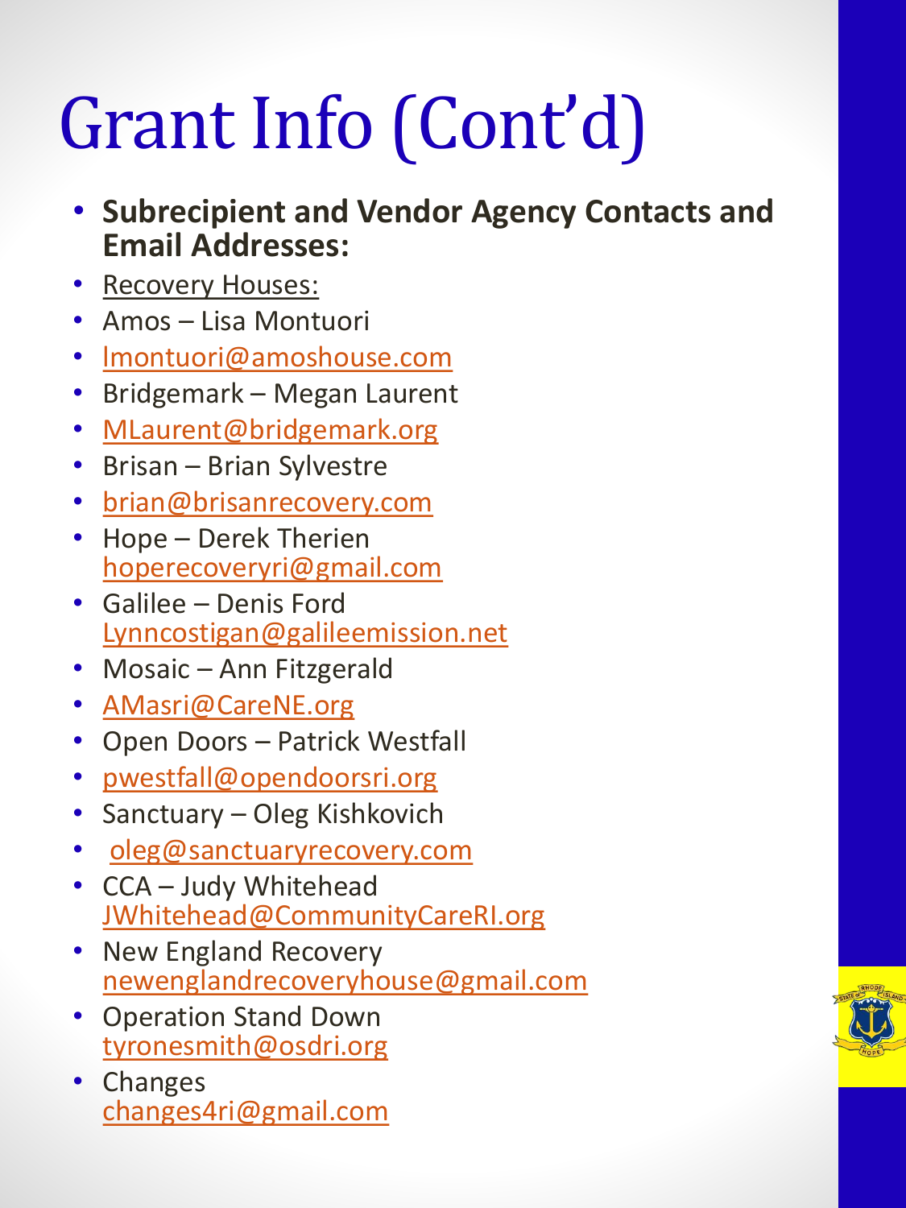# Grant Info (Cont'd)

- **Subrecipient and Vendor Agency Contacts and Email Addresses:**
- Recovery Houses:
- Amos – Lisa Montuori
- lmontuori@amoshouse.com
- Bridgemark – Megan Laurent
- MLaurent@bridgemark.org
- Brisan – Brian Sylvestre
- brian@brisanrecovery.com
- Hope – Derek Therien
  hoperecoveryri@gmail.com
- Galilee – Denis Ford
  Lynncostigan@galileemission.net
- Mosaic – Ann Fitzgerald
- AMasri@CareNE.org
- Open Doors – Patrick Westfall
- pwestfall@opendoorsri.org
- Sanctuary – Oleg Kishkovich
- oleg@sanctuaryrecovery.com
- CCA – Judy Whitehead
  JWhitehead@CommunityCareRI.org
- New England Recovery
  newenglandrecoveryhouse@gmail.com
- Operation Stand Down
  tyronesmith@osdri.org
- Changes
  changes4ri@gmail.com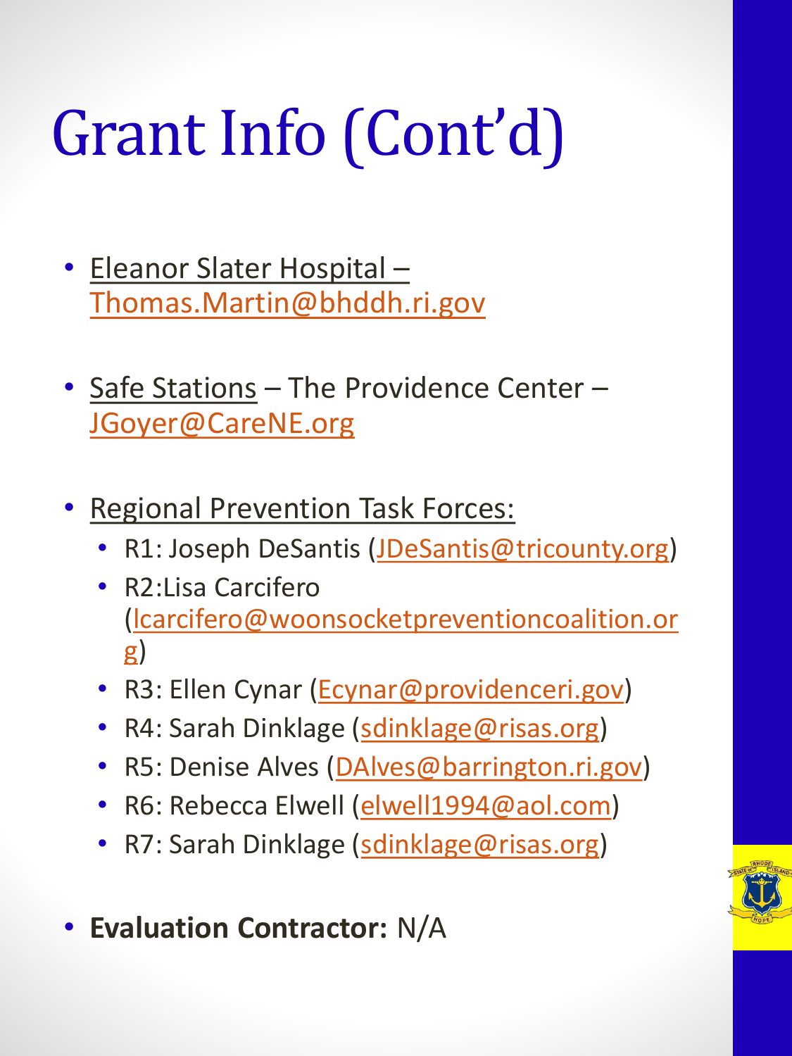# Grant Info (Cont'd)

- Eleanor Slater Hospital – Thomas.Martin@bhddh.ri.gov
- Safe Stations – The Providence Center – JGoyer@CareNE.org
- Regional Prevention Task Forces:
  - R1: Joseph DeSantis (JDeSantis@tricounty.org)
  - R2:Lisa Carcifero (lcarcifero@woonsocketpreventioncoalition.org)
  - R3: Ellen Cynar (Ecynar@providenceri.gov)
  - R4: Sarah Dinklage (sdinklage@risas.org)
  - R5: Denise Alves (DAlves@barrington.ri.gov)
  - R6: Rebecca Elwell (elwell1994@aol.com)
  - R7: Sarah Dinklage (sdinklage@risas.org)
- **Evaluation Contractor:** N/A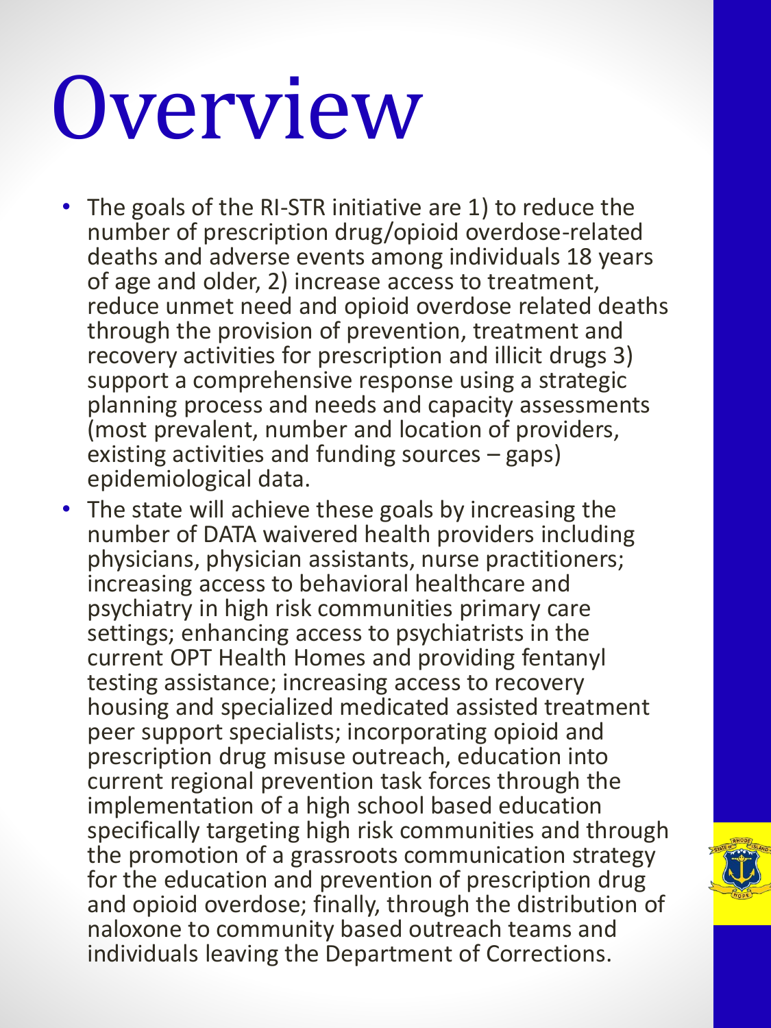# Overview

- The goals of the RI-STR initiative are 1) to reduce the number of prescription drug/opioid overdose-related deaths and adverse events among individuals 18 years of age and older, 2) increase access to treatment, reduce unmet need and opioid overdose related deaths through the provision of prevention, treatment and recovery activities for prescription and illicit drugs 3) support a comprehensive response using a strategic planning process and needs and capacity assessments (most prevalent, number and location of providers, existing activities and funding sources – gaps) epidemiological data.
- The state will achieve these goals by increasing the number of DATA waivered health providers including physicians, physician assistants, nurse practitioners; increasing access to behavioral healthcare and psychiatry in high risk communities primary care settings; enhancing access to psychiatrists in the current OPT Health Homes and providing fentanyl testing assistance; increasing access to recovery housing and specialized medicated assisted treatment peer support specialists; incorporating opioid and prescription drug misuse outreach, education into current regional prevention task forces through the implementation of a high school based education specifically targeting high risk communities and through the promotion of a grassroots communication strategy for the education and prevention of prescription drug and opioid overdose; finally, through the distribution of naloxone to community based outreach teams and individuals leaving the Department of Corrections.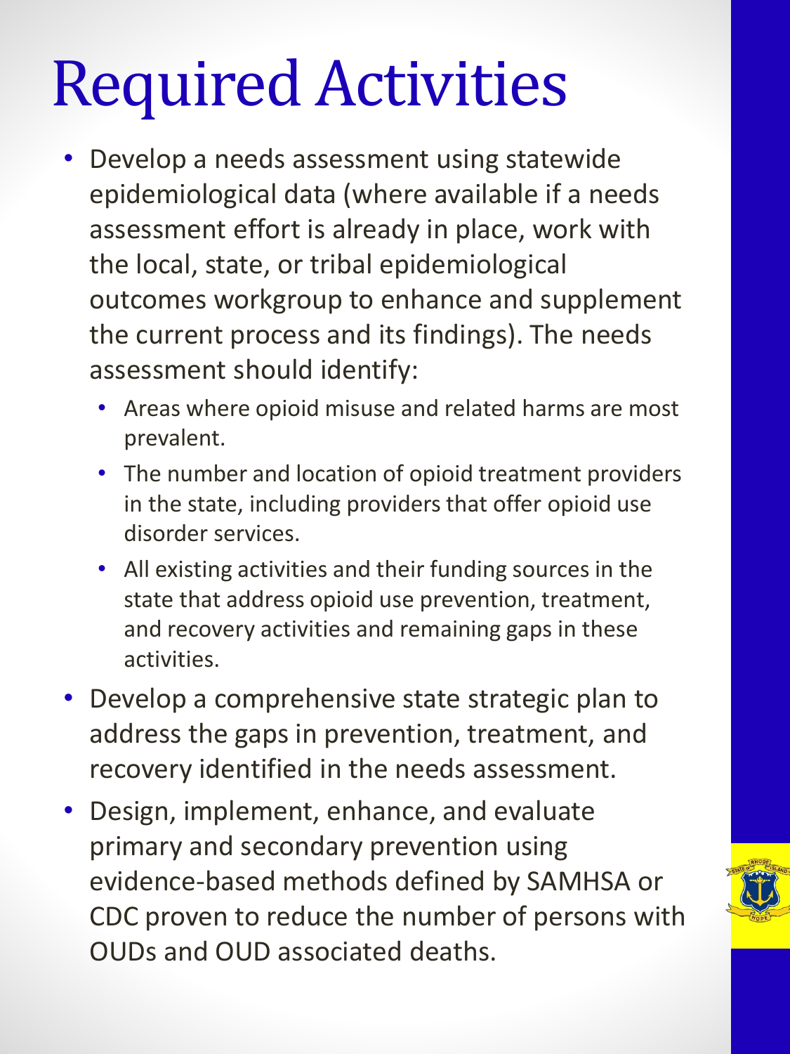# Required Activities

- Develop a needs assessment using statewide epidemiological data (where available if a needs assessment effort is already in place, work with the local, state, or tribal epidemiological outcomes workgroup to enhance and supplement the current process and its findings). The needs assessment should identify:
  - Areas where opioid misuse and related harms are most prevalent.
  - The number and location of opioid treatment providers in the state, including providers that offer opioid use disorder services.
  - All existing activities and their funding sources in the state that address opioid use prevention, treatment, and recovery activities and remaining gaps in these activities.
- Develop a comprehensive state strategic plan to address the gaps in prevention, treatment, and recovery identified in the needs assessment.
- Design, implement, enhance, and evaluate primary and secondary prevention using evidence-based methods defined by SAMHSA or CDC proven to reduce the number of persons with OUDs and OUD associated deaths.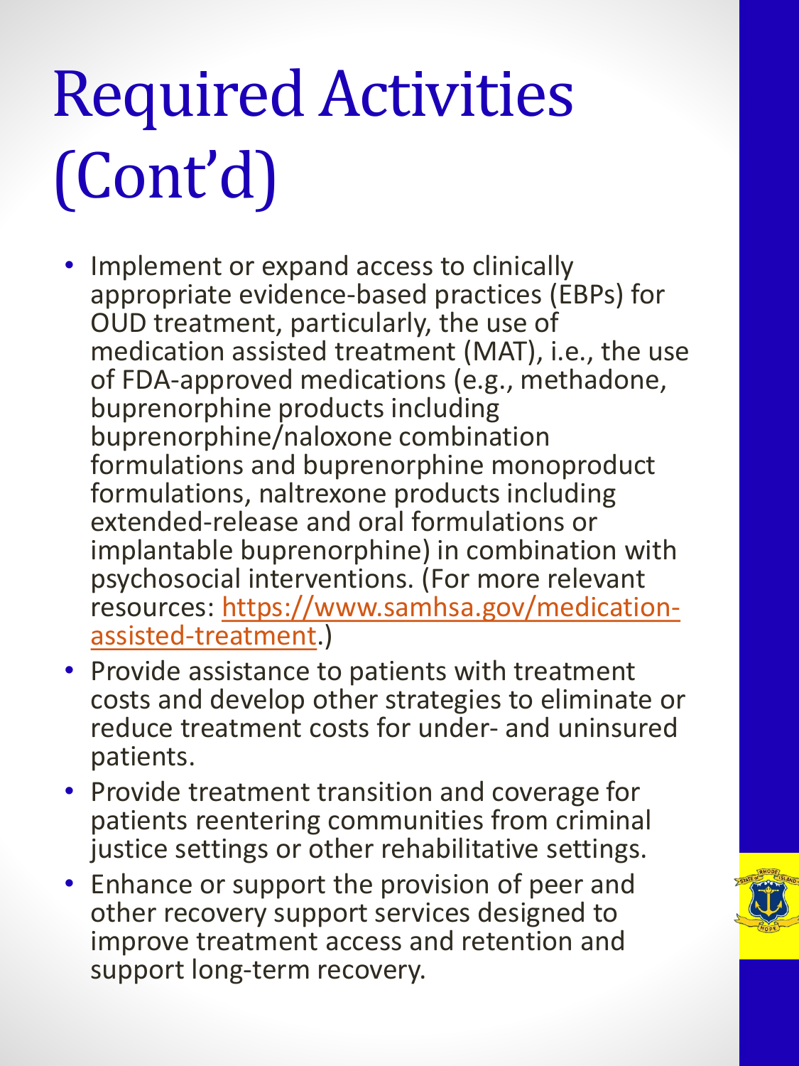# Required Activities (Cont'd)

- Implement or expand access to clinically appropriate evidence-based practices (EBPs) for OUD treatment, particularly, the use of medication assisted treatment (MAT), i.e., the use of FDA-approved medications (e.g., methadone, buprenorphine products including buprenorphine/naloxone combination formulations and buprenorphine monoproduct formulations, naltrexone products including extended-release and oral formulations or implantable buprenorphine) in combination with psychosocial interventions. (For more relevant resources: [https://www.samhsa.gov/medication-assisted-treatment](https://www.samhsa.gov/medication-assisted-treatment).)
- Provide assistance to patients with treatment costs and develop other strategies to eliminate or reduce treatment costs for under- and uninsured patients.
- Provide treatment transition and coverage for patients reentering communities from criminal justice settings or other rehabilitative settings.
- Enhance or support the provision of peer and other recovery support services designed to improve treatment access and retention and support long-term recovery.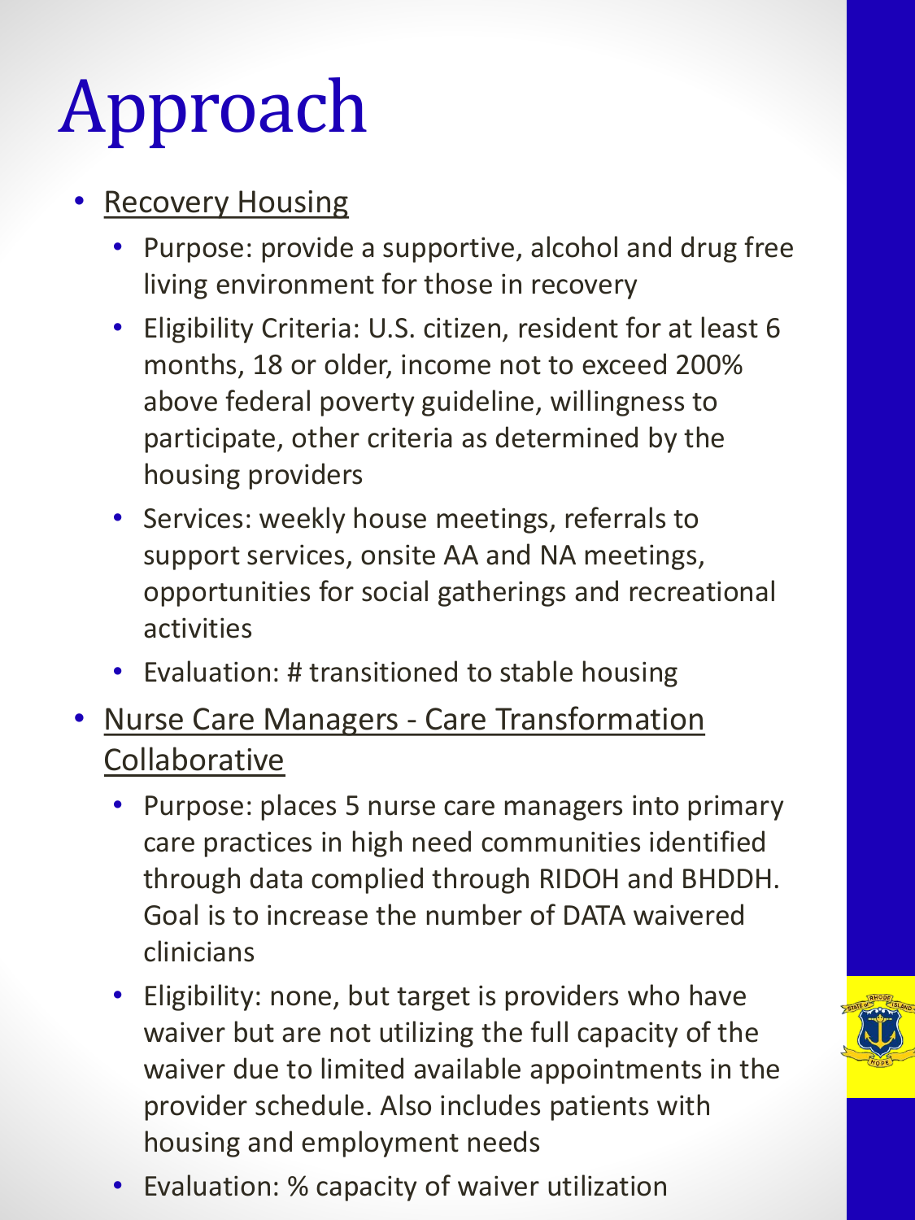# Approach

- <u>Recovery Housing</u>
  - Purpose: provide a supportive, alcohol and drug free living environment for those in recovery
  - Eligibility Criteria: U.S. citizen, resident for at least 6 months, 18 or older, income not to exceed 200% above federal poverty guideline, willingness to participate, other criteria as determined by the housing providers
  - Services: weekly house meetings, referrals to support services, onsite AA and NA meetings, opportunities for social gatherings and recreational activities
  - Evaluation: # transitioned to stable housing
- <u>Nurse Care Managers - Care Transformation Collaborative</u>
  - Purpose: places 5 nurse care managers into primary care practices in high need communities identified through data complied through RIDOH and BHDDH. Goal is to increase the number of DATA waivered clinicians
  - Eligibility: none, but target is providers who have waiver but are not utilizing the full capacity of the waiver due to limited available appointments in the provider schedule. Also includes patients with housing and employment needs
  - Evaluation: % capacity of waiver utilization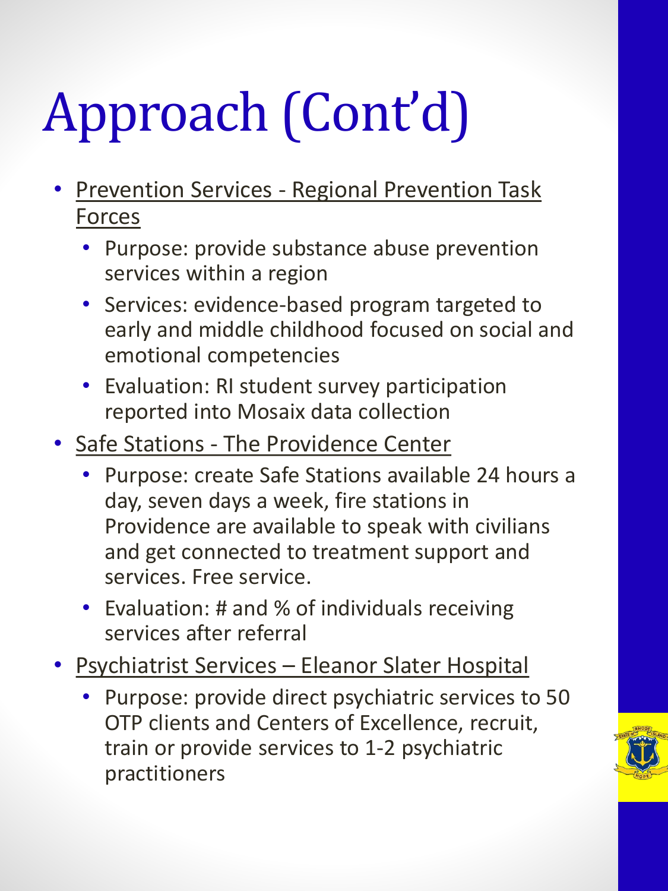# Approach (Cont'd)

- Prevention Services - Regional Prevention Task Forces
  - Purpose: provide substance abuse prevention services within a region
  - Services: evidence-based program targeted to early and middle childhood focused on social and emotional competencies
  - Evaluation: RI student survey participation reported into Mosaix data collection
- Safe Stations - The Providence Center
  - Purpose: create Safe Stations available 24 hours a day, seven days a week, fire stations in Providence are available to speak with civilians and get connected to treatment support and services. Free service.
  - Evaluation: # and % of individuals receiving services after referral
- Psychiatrist Services – Eleanor Slater Hospital
  - Purpose: provide direct psychiatric services to 50 OTP clients and Centers of Excellence, recruit, train or provide services to 1-2 psychiatric practitioners